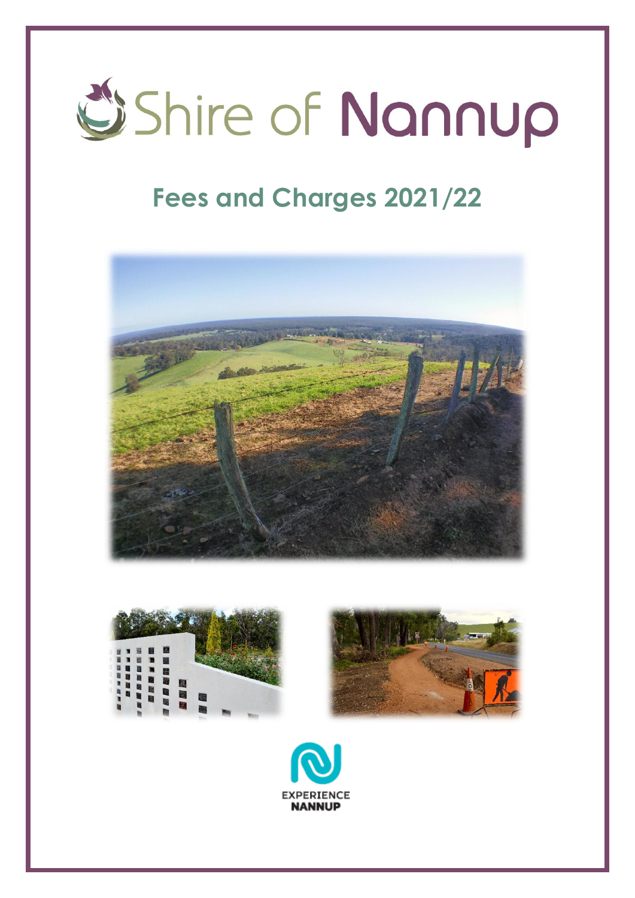# Shire of Nannup

## Fees and Charges 2021/22

EXPERIENCE NANNUP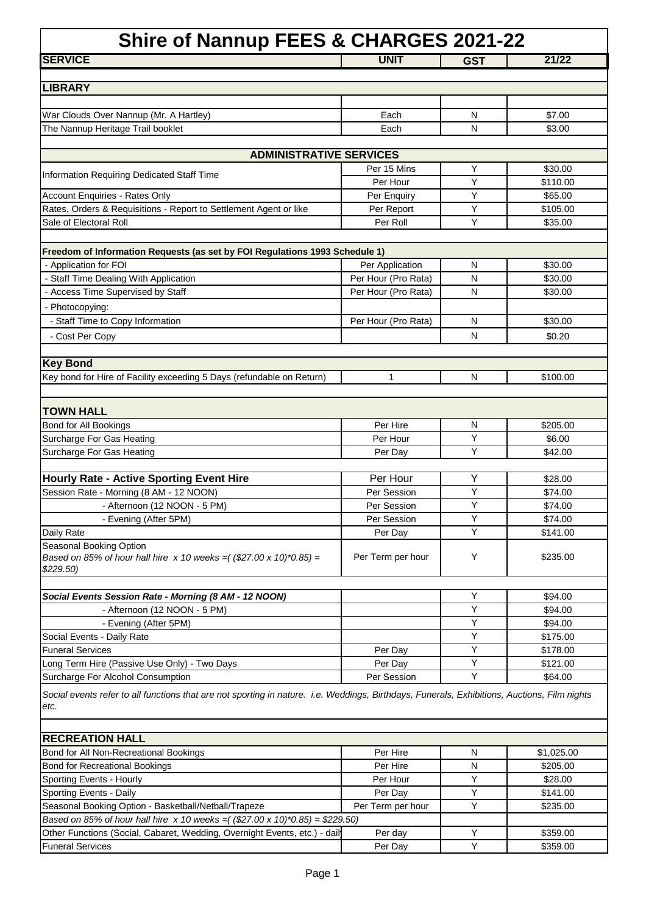# Shire of Nannup FEES & CHARGES 2021-22

| SERVICE | UNIT | GST | 21/22 |
|---|---|---|---|
| **LIBRARY** | | | |
| War Clouds Over Nannup (Mr. A Hartley) | Each | N | $7.00 |
| The Nannup Heritage Trail booklet | Each | N | $3.00 |
| **ADMINISTRATIVE SERVICES** | | | |
| Information Requiring Dedicated Staff Time | Per 15 Mins | Y | $30.00 |
| | Per Hour | Y | $110.00 |
| Account Enquiries - Rates Only | Per Enquiry | Y | $65.00 |
| Rates, Orders & Requisitions - Report to Settlement Agent or like | Per Report | Y | $105.00 |
| Sale of Electoral Roll | Per Roll | Y | $35.00 |
| **Freedom of Information Requests (as set by FOI Regulations 1993 Schedule 1)** | | | |
| - Application for FOI | Per Application | N | $30.00 |
| - Staff Time Dealing With Application | Per Hour (Pro Rata) | N | $30.00 |
| - Access Time Supervised by Staff | Per Hour (Pro Rata) | N | $30.00 |
| - Photocopying: | | | |
| - Staff Time to Copy Information | Per Hour (Pro Rata) | N | $30.00 |
| - Cost Per Copy | | N | $0.20 |
| **Key Bond** | | | |
| Key bond for Hire of Facility exceeding 5 Days (refundable on Return) | 1 | N | $100.00 |
| **TOWN HALL** | | | |
| Bond for All Bookings | Per Hire | N | $205.00 |
| Surcharge For Gas Heating | Per Hour | Y | $6.00 |
| Surcharge For Gas Heating | Per Day | Y | $42.00 |
| **Hourly Rate - Active Sporting Event Hire** | Per Hour | Y | $28.00 |
| Session Rate - Morning (8 AM - 12 NOON) | Per Session | Y | $74.00 |
| - Afternoon (12 NOON - 5 PM) | Per Session | Y | $74.00 |
| - Evening (After 5PM) | Per Session | Y | $74.00 |
| Daily Rate | Per Day | Y | $141.00 |
| Seasonal Booking Option *Based on 85% of hour hall hire x 10 weeks =( ($27.00 x 10)*0.85) = $229.50)* | Per Term per hour | Y | $235.00 |
| ***Social Events Session Rate - Morning (8 AM - 12 NOON)*** | | Y | $94.00 |
| - Afternoon (12 NOON - 5 PM) | | Y | $94.00 |
| - Evening (After 5PM) | | Y | $94.00 |
| Social Events - Daily Rate | | Y | $175.00 |
| Funeral Services | Per Day | Y | $178.00 |
| Long Term Hire (Passive Use Only) - Two Days | Per Day | Y | $121.00 |
| Surcharge For Alcohol Consumption | Per Session | Y | $64.00 |
| *Social events refer to all functions that are not sporting in nature. i.e. Weddings, Birthdays, Funerals, Exhibitions, Auctions, Film nights etc.* | | | |
| **RECREATION HALL** | | | |
| Bond for All Non-Recreational Bookings | Per Hire | N | $1,025.00 |
| Bond for Recreational Bookings | Per Hire | N | $205.00 |
| Sporting Events - Hourly | Per Hour | Y | $28.00 |
| Sporting Events - Daily | Per Day | Y | $141.00 |
| Seasonal Booking Option - Basketball/Netball/Trapeze | Per Term per hour | Y | $235.00 |
| *Based on 85% of hour hall hire x 10 weeks =( ($27.00 x 10)*0.85) = $229.50)* | | | |
| Other Functions (Social, Cabaret, Wedding, Overnight Events, etc.) - daily | Per day | Y | $359.00 |
| Funeral Services | Per Day | Y | $359.00 |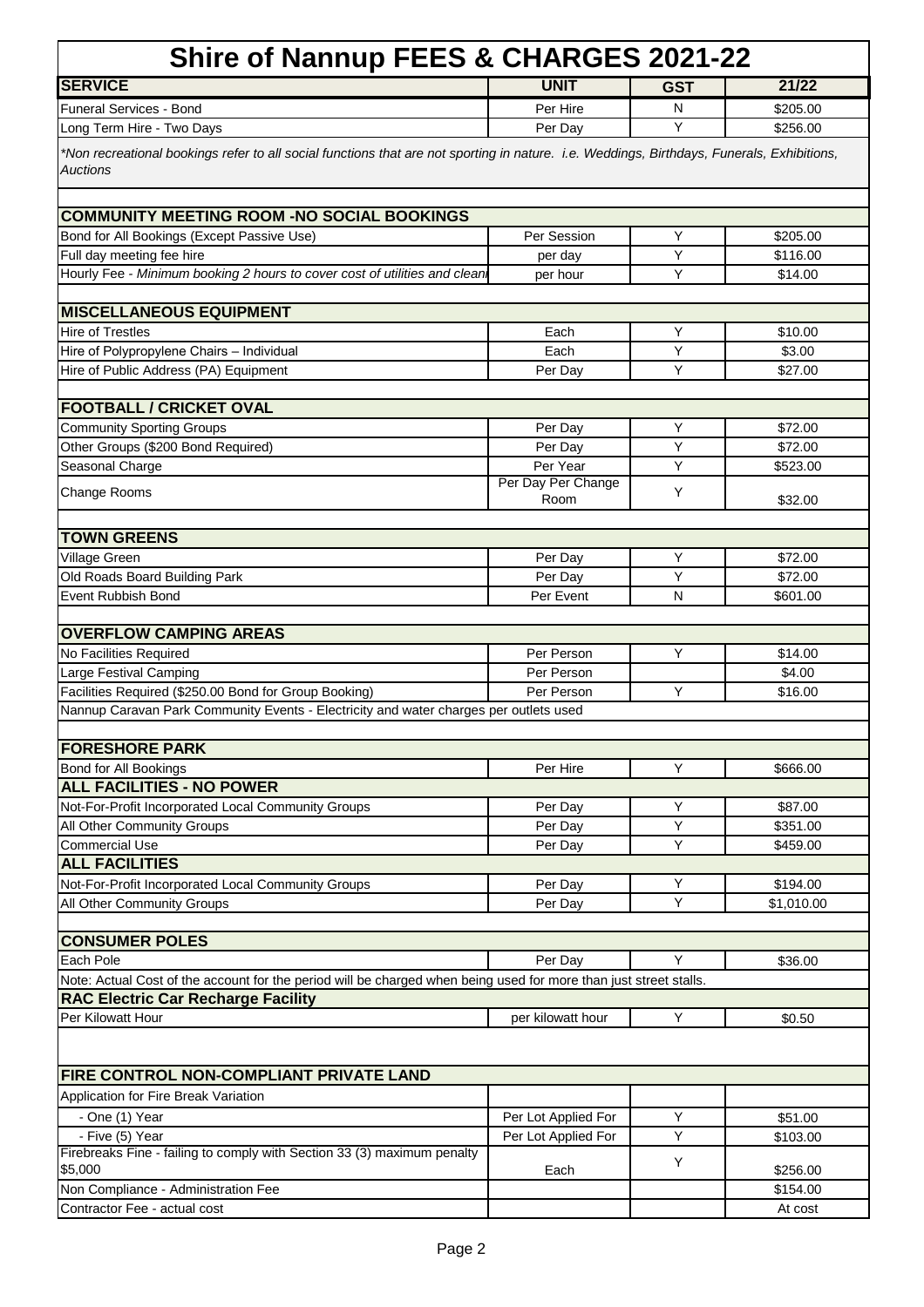# Shire of Nannup FEES & CHARGES 2021-22

| SERVICE | UNIT | GST | 21/22 |
|---|---|---|---|
| Funeral Services - Bond | Per Hire | N | $205.00 |
| Long Term Hire - Two Days | Per Day | Y | $256.00 |
| *\*Non recreational bookings refer to all social functions that are not sporting in nature. i.e. Weddings, Birthdays, Funerals, Exhibitions, Auctions* | | | |
| | | | |
| **COMMUNITY MEETING ROOM -NO SOCIAL BOOKINGS** | | | |
| Bond for All Bookings (Except Passive Use) | Per Session | Y | $205.00 |
| Full day meeting fee hire | per day | Y | $116.00 |
| Hourly Fee - *Minimum booking 2 hours to cover cost of utilities and cleani* | per hour | Y | $14.00 |
| | | | |
| **MISCELLANEOUS EQUIPMENT** | | | |
| Hire of Trestles | Each | Y | $10.00 |
| Hire of Polypropylene Chairs – Individual | Each | Y | $3.00 |
| Hire of Public Address (PA) Equipment | Per Day | Y | $27.00 |
| | | | |
| **FOOTBALL / CRICKET OVAL** | | | |
| Community Sporting Groups | Per Day | Y | $72.00 |
| Other Groups ($200 Bond Required) | Per Day | Y | $72.00 |
| Seasonal Charge | Per Year | Y | $523.00 |
| Change Rooms | Per Day Per Change Room | Y | $32.00 |
| | | | |
| **TOWN GREENS** | | | |
| Village Green | Per Day | Y | $72.00 |
| Old Roads Board Building Park | Per Day | Y | $72.00 |
| Event Rubbish Bond | Per Event | N | $601.00 |
| | | | |
| **OVERFLOW CAMPING AREAS** | | | |
| No Facilities Required | Per Person | Y | $14.00 |
| Large Festival Camping | Per Person | | $4.00 |
| Facilities Required ($250.00 Bond for Group Booking) | Per Person | Y | $16.00 |
| Nannup Caravan Park Community Events - Electricity and water charges per outlets used | | | |
| | | | |
| **FORESHORE PARK** | | | |
| Bond for All Bookings | Per Hire | Y | $666.00 |
| **ALL FACILITIES - NO POWER** | | | |
| Not-For-Profit Incorporated Local Community Groups | Per Day | Y | $87.00 |
| All Other Community Groups | Per Day | Y | $351.00 |
| Commercial Use | Per Day | Y | $459.00 |
| **ALL FACILITIES** | | | |
| Not-For-Profit Incorporated Local Community Groups | Per Day | Y | $194.00 |
| All Other Community Groups | Per Day | Y | $1,010.00 |
| | | | |
| **CONSUMER POLES** | | | |
| Each Pole | Per Day | Y | $36.00 |
| Note: Actual Cost of the account for the period will be charged when being used for more than just street stalls. | | | |
| **RAC Electric Car Recharge Facility** | | | |
| Per Kilowatt Hour | per kilowatt hour | Y | $0.50 |
| | | | |
| **FIRE CONTROL NON-COMPLIANT PRIVATE LAND** | | | |
| Application for Fire Break Variation | | | |
| - One (1) Year | Per Lot Applied For | Y | $51.00 |
| - Five (5) Year | Per Lot Applied For | Y | $103.00 |
| Firebreaks Fine - failing to comply with Section 33 (3) maximum penalty $5,000 | Each | Y | $256.00 |
| Non Compliance - Administration Fee | | | $154.00 |
| Contractor Fee - actual cost | | | At cost |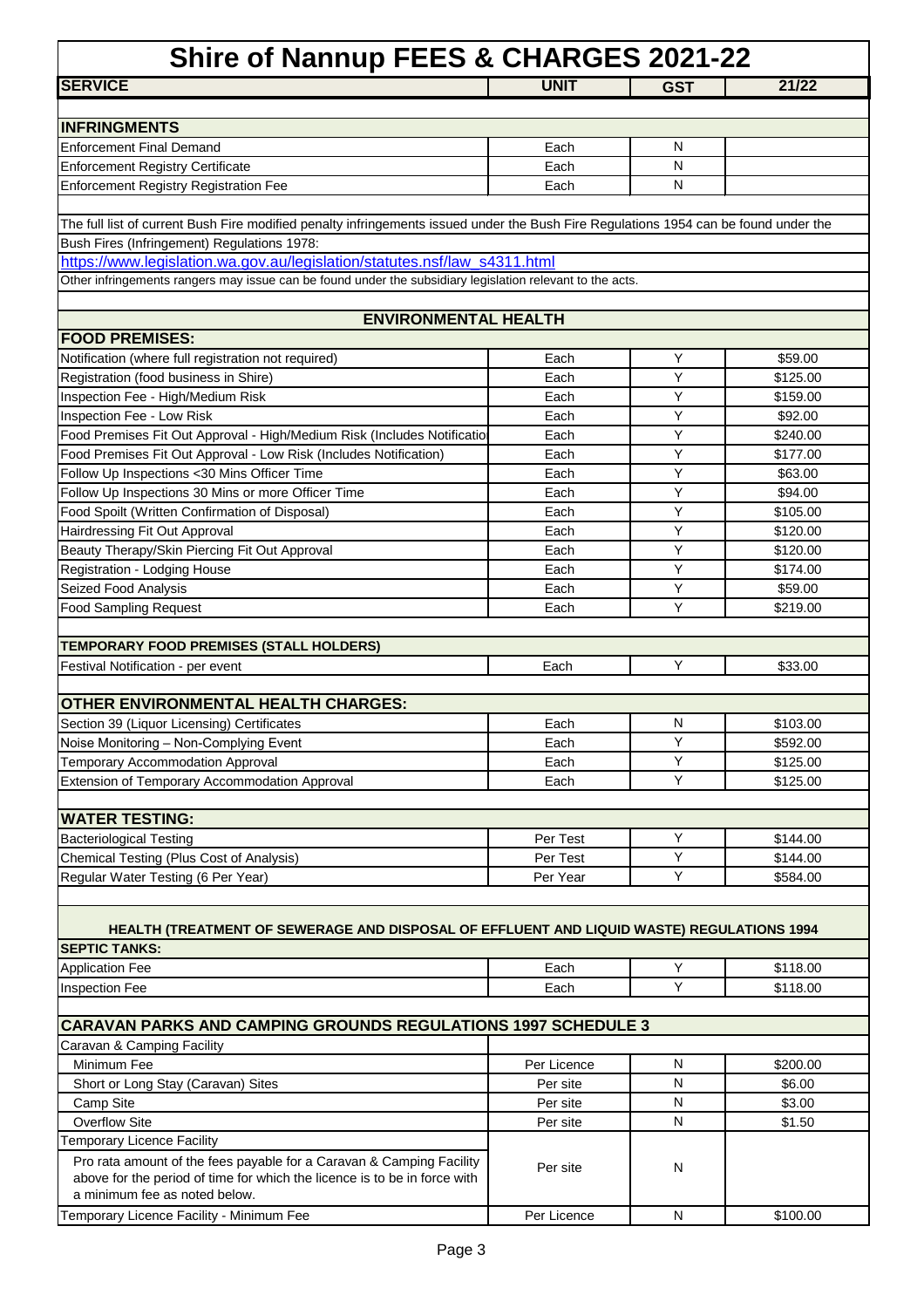# Shire of Nannup FEES & CHARGES 2021-22

| SERVICE | UNIT | GST | 21/22 |
|---|---|---|---|
| **INFRINGMENTS** | | | |
| Enforcement Final Demand | Each | N | |
| Enforcement Registry Certificate | Each | N | |
| Enforcement Registry Registration Fee | Each | N | |

The full list of current Bush Fire modified penalty infringements issued under the Bush Fire Regulations 1954 can be found under the Bush Fires (Infringement) Regulations 1978:

https://www.legislation.wa.gov.au/legislation/statutes.nsf/law_s4311.html

Other infringements rangers may issue can be found under the subsidiary legislation relevant to the acts.

## ENVIRONMENTAL HEALTH

| SERVICE | UNIT | GST | 21/22 |
|---|---|---|---|
| **FOOD PREMISES:** | | | |
| Notification (where full registration not required) | Each | Y | $59.00 |
| Registration (food business in Shire) | Each | Y | $125.00 |
| Inspection Fee - High/Medium Risk | Each | Y | $159.00 |
| Inspection Fee - Low Risk | Each | Y | $92.00 |
| Food Premises Fit Out Approval - High/Medium Risk (Includes Notificatio | Each | Y | $240.00 |
| Food Premises Fit Out Approval - Low Risk (Includes Notification) | Each | Y | $177.00 |
| Follow Up Inspections <30 Mins Officer Time | Each | Y | $63.00 |
| Follow Up Inspections 30 Mins or more Officer Time | Each | Y | $94.00 |
| Food Spoilt (Written Confirmation of Disposal) | Each | Y | $105.00 |
| Hairdressing Fit Out Approval | Each | Y | $120.00 |
| Beauty Therapy/Skin Piercing Fit Out Approval | Each | Y | $120.00 |
| Registration - Lodging House | Each | Y | $174.00 |
| Seized Food Analysis | Each | Y | $59.00 |
| Food Sampling Request | Each | Y | $219.00 |
| **TEMPORARY FOOD PREMISES (STALL HOLDERS)** | | | |
| Festival Notification - per event | Each | Y | $33.00 |
| **OTHER ENVIRONMENTAL HEALTH CHARGES:** | | | |
| Section 39 (Liquor Licensing) Certificates | Each | N | $103.00 |
| Noise Monitoring – Non-Complying Event | Each | Y | $592.00 |
| Temporary Accommodation Approval | Each | Y | $125.00 |
| Extension of Temporary Accommodation Approval | Each | Y | $125.00 |
| **WATER TESTING:** | | | |
| Bacteriological Testing | Per Test | Y | $144.00 |
| Chemical Testing (Plus Cost of Analysis) | Per Test | Y | $144.00 |
| Regular Water Testing (6 Per Year) | Per Year | Y | $584.00 |

## HEALTH (TREATMENT OF SEWERAGE AND DISPOSAL OF EFFLUENT AND LIQUID WASTE) REGULATIONS 1994

| SERVICE | UNIT | GST | 21/22 |
|---|---|---|---|
| **SEPTIC TANKS:** | | | |
| Application Fee | Each | Y | $118.00 |
| Inspection Fee | Each | Y | $118.00 |
| **CARAVAN PARKS AND CAMPING GROUNDS REGULATIONS 1997 SCHEDULE 3** | | | |
| Caravan & Camping Facility | | | |
| Minimum Fee | Per Licence | N | $200.00 |
| Short or Long Stay (Caravan) Sites | Per site | N | $6.00 |
| Camp Site | Per site | N | $3.00 |
| Overflow Site | Per site | N | $1.50 |
| Temporary Licence Facility | | | |
| Pro rata amount of the fees payable for a Caravan & Camping Facility above for the period of time for which the licence is to be in force with a minimum fee as noted below. | Per site | N | |
| Temporary Licence Facility - Minimum Fee | Per Licence | N | $100.00 |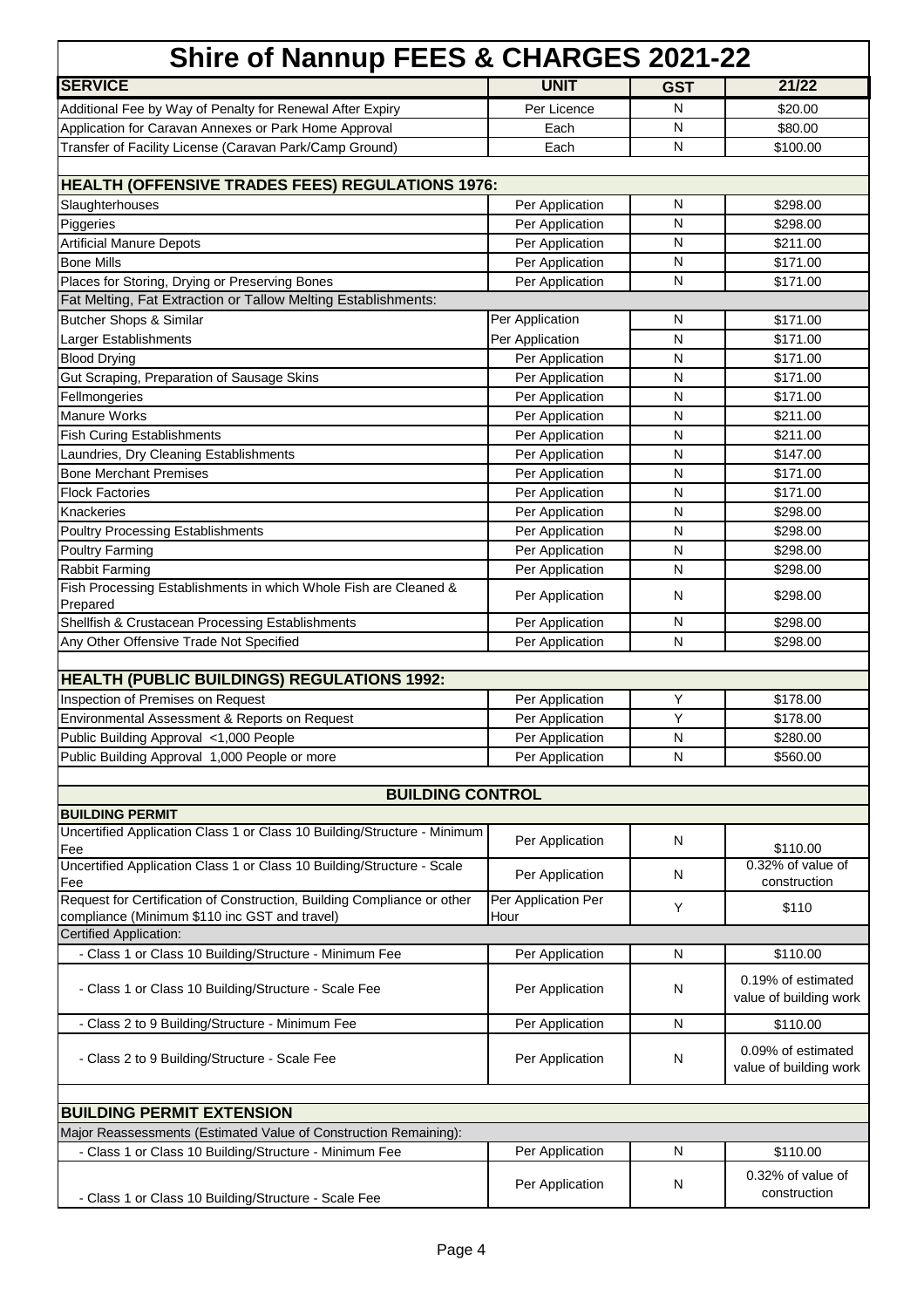# Shire of Nannup FEES & CHARGES 2021-22

| SERVICE | UNIT | GST | 21/22 |
|---|---|---|---|
| Additional Fee by Way of Penalty for Renewal After Expiry | Per Licence | N | $20.00 |
| Application for Caravan Annexes or Park Home Approval | Each | N | $80.00 |
| Transfer of Facility License (Caravan Park/Camp Ground) | Each | N | $100.00 |
| | | | |
| **HEALTH (OFFENSIVE TRADES FEES) REGULATIONS 1976:** | | | |
| Slaughterhouses | Per Application | N | $298.00 |
| Piggeries | Per Application | N | $298.00 |
| Artificial Manure Depots | Per Application | N | $211.00 |
| Bone Mills | Per Application | N | $171.00 |
| Places for Storing, Drying or Preserving Bones | Per Application | N | $171.00 |
| Fat Melting, Fat Extraction or Tallow Melting Establishments: | | | |
| Butcher Shops & Similar | Per Application | N | $171.00 |
| Larger Establishments | Per Application | N | $171.00 |
| Blood Drying | Per Application | N | $171.00 |
| Gut Scraping, Preparation of Sausage Skins | Per Application | N | $171.00 |
| Fellmongeries | Per Application | N | $171.00 |
| Manure Works | Per Application | N | $211.00 |
| Fish Curing Establishments | Per Application | N | $211.00 |
| Laundries, Dry Cleaning Establishments | Per Application | N | $147.00 |
| Bone Merchant Premises | Per Application | N | $171.00 |
| Flock Factories | Per Application | N | $171.00 |
| Knackeries | Per Application | N | $298.00 |
| Poultry Processing Establishments | Per Application | N | $298.00 |
| Poultry Farming | Per Application | N | $298.00 |
| Rabbit Farming | Per Application | N | $298.00 |
| Fish Processing Establishments in which Whole Fish are Cleaned & Prepared | Per Application | N | $298.00 |
| Shellfish & Crustacean Processing Establishments | Per Application | N | $298.00 |
| Any Other Offensive Trade Not Specified | Per Application | N | $298.00 |
| | | | |
| **HEALTH (PUBLIC BUILDINGS) REGULATIONS 1992:** | | | |
| Inspection of Premises on Request | Per Application | Y | $178.00 |
| Environmental Assessment & Reports on Request | Per Application | Y | $178.00 |
| Public Building Approval <1,000 People | Per Application | N | $280.00 |
| Public Building Approval 1,000 People or more | Per Application | N | $560.00 |
| | | | |
| **BUILDING CONTROL** | | | |
| **BUILDING PERMIT** | | | |
| Uncertified Application Class 1 or Class 10 Building/Structure - Minimum Fee | Per Application | N | $110.00 |
| Uncertified Application Class 1 or Class 10 Building/Structure - Scale Fee | Per Application | N | 0.32% of value of construction |
| Request for Certification of Construction, Building Compliance or other compliance (Minimum $110 inc GST and travel) | Per Application Per Hour | Y | $110 |
| Certified Application: | | | |
| - Class 1 or Class 10 Building/Structure - Minimum Fee | Per Application | N | $110.00 |
| - Class 1 or Class 10 Building/Structure - Scale Fee | Per Application | N | 0.19% of estimated value of building work |
| - Class 2 to 9 Building/Structure - Minimum Fee | Per Application | N | $110.00 |
| - Class 2 to 9 Building/Structure - Scale Fee | Per Application | N | 0.09% of estimated value of building work |
| | | | |
| **BUILDING PERMIT EXTENSION** | | | |
| Major Reassessments (Estimated Value of Construction Remaining): | | | |
| - Class 1 or Class 10 Building/Structure - Minimum Fee | Per Application | N | $110.00 |
| - Class 1 or Class 10 Building/Structure - Scale Fee | Per Application | N | 0.32% of value of construction |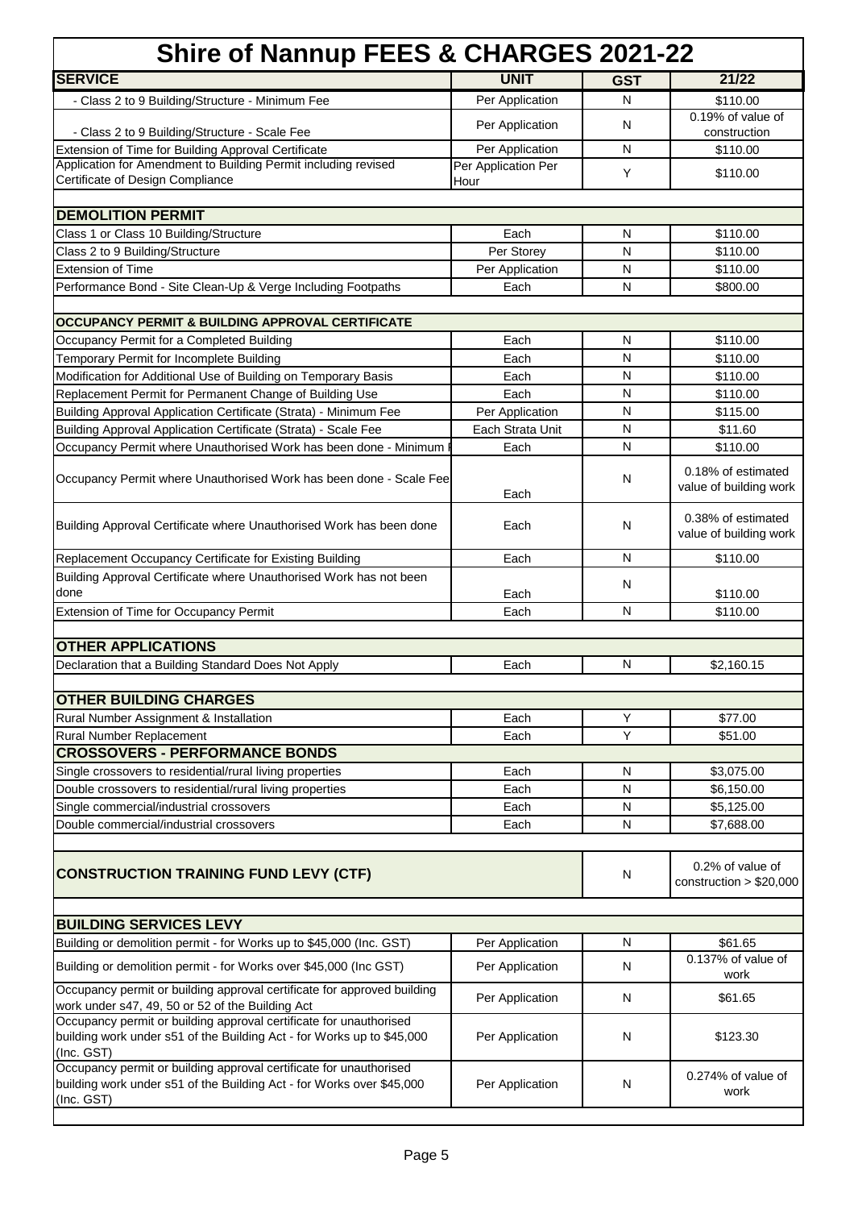# Shire of Nannup FEES & CHARGES 2021-22

| SERVICE | UNIT | GST | 21/22 |
|---|---|---|---|
| - Class 2 to 9 Building/Structure - Minimum Fee | Per Application | N | $110.00 |
| - Class 2 to 9 Building/Structure - Scale Fee | Per Application | N | 0.19% of value of construction |
| Extension of Time for Building Approval Certificate | Per Application | N | $110.00 |
| Application for Amendment to Building Permit including revised Certificate of Design Compliance | Per Application Per Hour | Y | $110.00 |
| | | | |
| **DEMOLITION PERMIT** | | | |
| Class 1 or Class 10 Building/Structure | Each | N | $110.00 |
| Class 2 to 9 Building/Structure | Per Storey | N | $110.00 |
| Extension of Time | Per Application | N | $110.00 |
| Performance Bond - Site Clean-Up & Verge Including Footpaths | Each | N | $800.00 |
| | | | |
| **OCCUPANCY PERMIT & BUILDING APPROVAL CERTIFICATE** | | | |
| Occupancy Permit for a Completed Building | Each | N | $110.00 |
| Temporary Permit for Incomplete Building | Each | N | $110.00 |
| Modification for Additional Use of Building on Temporary Basis | Each | N | $110.00 |
| Replacement Permit for Permanent Change of Building Use | Each | N | $110.00 |
| Building Approval Application Certificate (Strata) - Minimum Fee | Per Application | N | $115.00 |
| Building Approval Application Certificate (Strata) - Scale Fee | Each Strata Unit | N | $11.60 |
| Occupancy Permit where Unauthorised Work has been done - Minimum F | Each | N | $110.00 |
| Occupancy Permit where Unauthorised Work has been done - Scale Fee | Each | N | 0.18% of estimated value of building work |
| Building Approval Certificate where Unauthorised Work has been done | Each | N | 0.38% of estimated value of building work |
| Replacement Occupancy Certificate for Existing Building | Each | N | $110.00 |
| Building Approval Certificate where Unauthorised Work has not been done | Each | N | $110.00 |
| Extension of Time for Occupancy Permit | Each | N | $110.00 |
| | | | |
| **OTHER APPLICATIONS** | | | |
| Declaration that a Building Standard Does Not Apply | Each | N | $2,160.15 |
| | | | |
| **OTHER BUILDING CHARGES** | | | |
| Rural Number Assignment & Installation | Each | Y | $77.00 |
| Rural Number Replacement | Each | Y | $51.00 |
| **CROSSOVERS - PERFORMANCE BONDS** | | | |
| Single crossovers to residential/rural living properties | Each | N | $3,075.00 |
| Double crossovers to residential/rural living properties | Each | N | $6,150.00 |
| Single commercial/industrial crossovers | Each | N | $5,125.00 |
| Double commercial/industrial crossovers | Each | N | $7,688.00 |
| | | | |
| **CONSTRUCTION TRAINING FUND LEVY (CTF)** | | N | 0.2% of value of construction > $20,000 |
| | | | |
| **BUILDING SERVICES LEVY** | | | |
| Building or demolition permit - for Works up to $45,000 (Inc. GST) | Per Application | N | $61.65 |
| Building or demolition permit - for Works over $45,000 (Inc GST) | Per Application | N | 0.137% of value of work |
| Occupancy permit or building approval certificate for approved building work under s47, 49, 50 or 52 of the Building Act | Per Application | N | $61.65 |
| Occupancy permit or building approval certificate for unauthorised building work under s51 of the Building Act - for Works up to $45,000 (Inc. GST) | Per Application | N | $123.30 |
| Occupancy permit or building approval certificate for unauthorised building work under s51 of the Building Act - for Works over $45,000 (Inc. GST) | Per Application | N | 0.274% of value of work |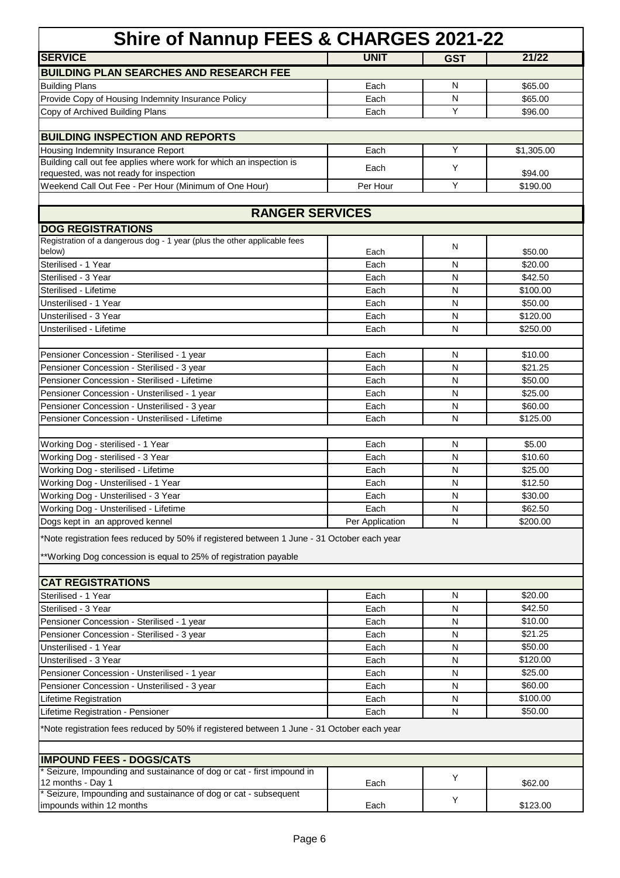# Shire of Nannup FEES & CHARGES 2021-22

| SERVICE | UNIT | GST | 21/22 |
|---|---|---|---|
| **BUILDING PLAN SEARCHES AND RESEARCH FEE** | | | |
| Building Plans | Each | N | $65.00 |
| Provide Copy of Housing Indemnity Insurance Policy | Each | N | $65.00 |
| Copy of Archived Building Plans | Each | Y | $96.00 |
| | | | |
| **BUILDING INSPECTION AND REPORTS** | | | |
| Housing Indemnity Insurance Report | Each | Y | $1,305.00 |
| Building call out fee applies where work for which an inspection is requested, was not ready for inspection | Each | Y | $94.00 |
| Weekend Call Out Fee - Per Hour (Minimum of One Hour) | Per Hour | Y | $190.00 |

## RANGER SERVICES

| SERVICE | UNIT | GST | 21/22 |
|---|---|---|---|
| **DOG REGISTRATIONS** | | | |
| Registration of a dangerous dog - 1 year (plus the other applicable fees below) | Each | N | $50.00 |
| Sterilised - 1 Year | Each | N | $20.00 |
| Sterilised - 3 Year | Each | N | $42.50 |
| Sterilised - Lifetime | Each | N | $100.00 |
| Unsterilised - 1 Year | Each | N | $50.00 |
| Unsterilised - 3 Year | Each | N | $120.00 |
| Unsterilised - Lifetime | Each | N | $250.00 |
| | | | |
| Pensioner Concession - Sterilised - 1 year | Each | N | $10.00 |
| Pensioner Concession - Sterilised - 3 year | Each | N | $21.25 |
| Pensioner Concession - Sterilised - Lifetime | Each | N | $50.00 |
| Pensioner Concession - Unsterilised - 1 year | Each | N | $25.00 |
| Pensioner Concession - Unsterilised - 3 year | Each | N | $60.00 |
| Pensioner Concession - Unsterilised - Lifetime | Each | N | $125.00 |
| | | | |
| Working Dog - sterilised - 1 Year | Each | N | $5.00 |
| Working Dog - sterilised - 3 Year | Each | N | $10.60 |
| Working Dog - sterilised - Lifetime | Each | N | $25.00 |
| Working Dog - Unsterilised - 1 Year | Each | N | $12.50 |
| Working Dog - Unsterilised - 3 Year | Each | N | $30.00 |
| Working Dog - Unsterilised - Lifetime | Each | N | $62.50 |
| Dogs kept in an approved kennel | Per Application | N | $200.00 |

*Note registration fees reduced by 50% if registered between 1 June - 31 October each year

**Working Dog concession is equal to 25% of registration payable

| SERVICE | UNIT | GST | 21/22 |
|---|---|---|---|
| **CAT REGISTRATIONS** | | | |
| Sterilised - 1 Year | Each | N | $20.00 |
| Sterilised - 3 Year | Each | N | $42.50 |
| Pensioner Concession - Sterilised - 1 year | Each | N | $10.00 |
| Pensioner Concession - Sterilised - 3 year | Each | N | $21.25 |
| Unsterilised - 1 Year | Each | N | $50.00 |
| Unsterilised - 3 Year | Each | N | $120.00 |
| Pensioner Concession - Unsterilised - 1 year | Each | N | $25.00 |
| Pensioner Concession - Unsterilised - 3 year | Each | N | $60.00 |
| Lifetime Registration | Each | N | $100.00 |
| Lifetime Registration - Pensioner | Each | N | $50.00 |

*Note registration fees reduced by 50% if registered between 1 June - 31 October each year

| SERVICE | UNIT | GST | 21/22 |
|---|---|---|---|
| **IMPOUND FEES - DOGS/CATS** | | | |
| * Seizure, Impounding and sustainance of dog or cat - first impound in 12 months - Day 1 | Each | Y | $62.00 |
| * Seizure, Impounding and sustainance of dog or cat - subsequent impounds within 12 months | Each | Y | $123.00 |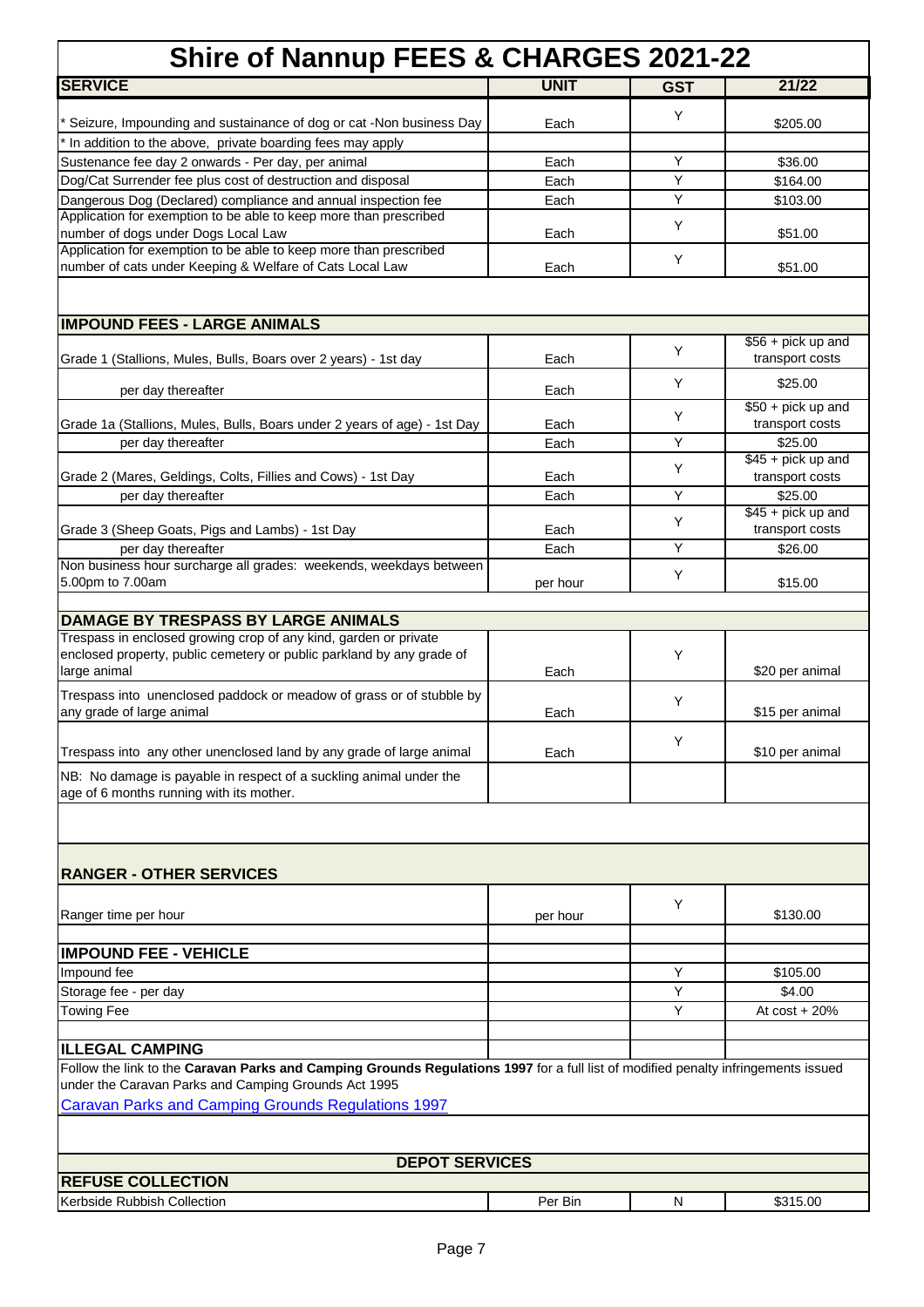# Shire of Nannup FEES & CHARGES 2021-22

| SERVICE | UNIT | GST | 21/22 |
|---|---|---|---|
| * Seizure, Impounding and sustainance of dog or cat -Non business Day | Each | Y | $205.00 |
| * In addition to the above, private boarding fees may apply | | | |
| Sustenance fee day 2 onwards - Per day, per animal | Each | Y | $36.00 |
| Dog/Cat Surrender fee plus cost of destruction and disposal | Each | Y | $164.00 |
| Dangerous Dog (Declared) compliance and annual inspection fee | Each | Y | $103.00 |
| Application for exemption to be able to keep more than prescribed number of dogs under Dogs Local Law | Each | Y | $51.00 |
| Application for exemption to be able to keep more than prescribed number of cats under Keeping & Welfare of Cats Local Law | Each | Y | $51.00 |
| | | | |
| **IMPOUND FEES - LARGE ANIMALS** | | | |
| Grade 1 (Stallions, Mules, Bulls, Boars over 2 years) - 1st day | Each | Y | $56 + pick up and transport costs |
| per day thereafter | Each | Y | $25.00 |
| Grade 1a (Stallions, Mules, Bulls, Boars under 2 years of age) - 1st Day | Each | Y | $50 + pick up and transport costs |
| per day thereafter | Each | Y | $25.00 |
| Grade 2 (Mares, Geldings, Colts, Fillies and Cows) - 1st Day | Each | Y | $45 + pick up and transport costs |
| per day thereafter | Each | Y | $25.00 |
| Grade 3 (Sheep Goats, Pigs and Lambs) - 1st Day | Each | Y | $45 + pick up and transport costs |
| per day thereafter | Each | Y | $26.00 |
| Non business hour surcharge all grades: weekends, weekdays between 5.00pm to 7.00am | per hour | Y | $15.00 |
| | | | |
| **DAMAGE BY TRESPASS BY LARGE ANIMALS** | | | |
| Trespass in enclosed growing crop of any kind, garden or private enclosed property, public cemetery or public parkland by any grade of large animal | Each | Y | $20 per animal |
| Trespass into unenclosed paddock or meadow of grass or of stubble by any grade of large animal | Each | Y | $15 per animal |
| Trespass into any other unenclosed land by any grade of large animal | Each | Y | $10 per animal |
| NB: No damage is payable in respect of a suckling animal under the age of 6 months running with its mother. | | | |
| | | | |
| **RANGER - OTHER SERVICES** | | | |
| Ranger time per hour | per hour | Y | $130.00 |
| | | | |
| **IMPOUND FEE - VEHICLE** | | | |
| Impound fee | | Y | $105.00 |
| Storage fee - per day | | Y | $4.00 |
| Towing Fee | | Y | At cost + 20% |
| | | | |
| **ILLEGAL CAMPING** | | | |

Follow the link to the **Caravan Parks and Camping Grounds Regulations 1997** for a full list of modified penalty infringements issued under the Caravan Parks and Camping Grounds Act 1995

[Caravan Parks and Camping Grounds Regulations 1997]

## DEPOT SERVICES

| SERVICE | UNIT | GST | 21/22 |
|---|---|---|---|
| **REFUSE COLLECTION** | | | |
| Kerbside Rubbish Collection | Per Bin | N | $315.00 |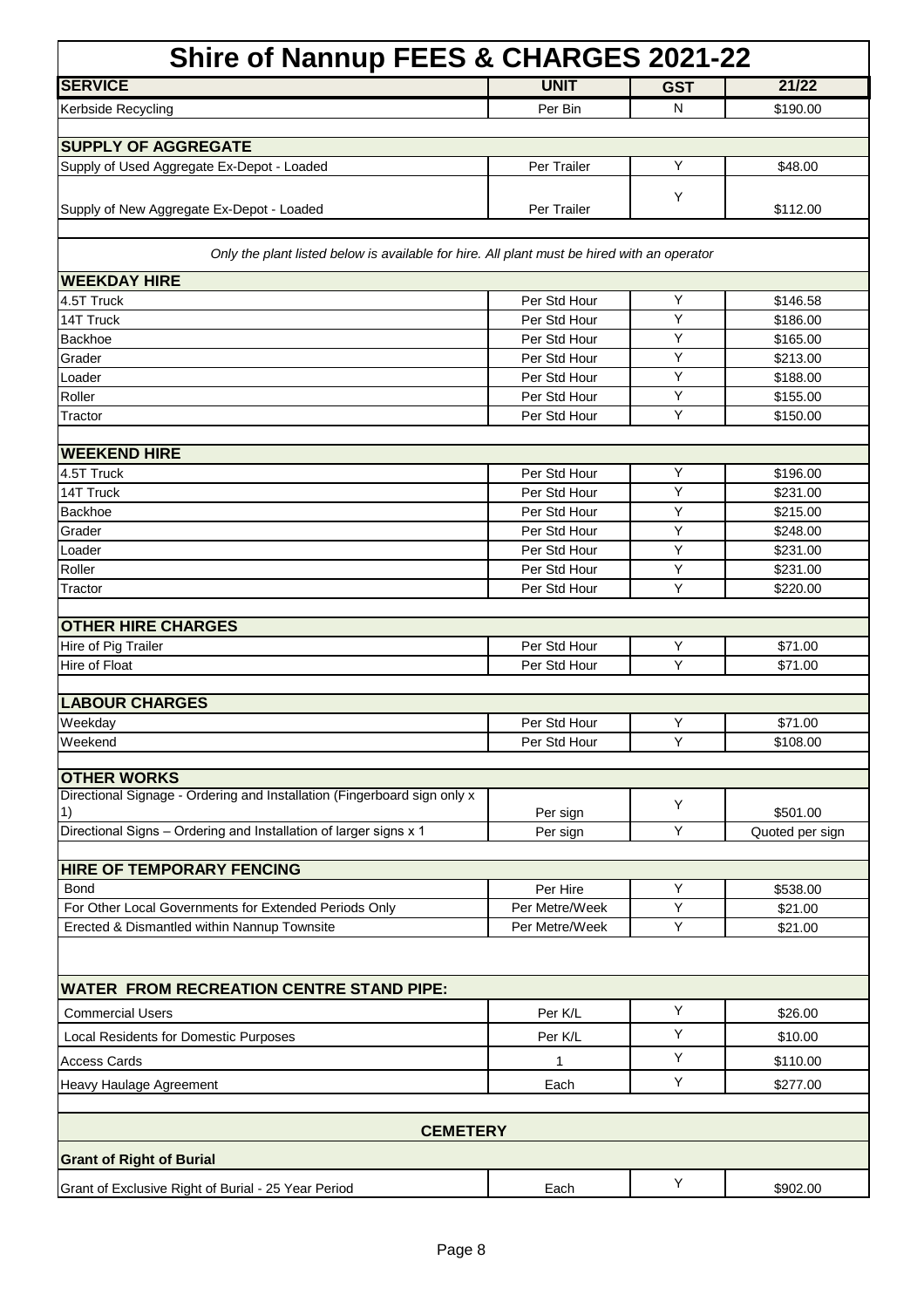# Shire of Nannup FEES & CHARGES 2021-22

| SERVICE | UNIT | GST | 21/22 |
|---|---|---|---|
| Kerbside Recycling | Per Bin | N | $190.00 |
| **SUPPLY OF AGGREGATE** | | | |
| Supply of Used Aggregate Ex-Depot - Loaded | Per Trailer | Y | $48.00 |
| Supply of New Aggregate Ex-Depot - Loaded | Per Trailer | Y | $112.00 |
| *Only the plant listed below is available for hire. All plant must be hired with an operator* | | | |
| **WEEKDAY HIRE** | | | |
| 4.5T Truck | Per Std Hour | Y | $146.58 |
| 14T Truck | Per Std Hour | Y | $186.00 |
| Backhoe | Per Std Hour | Y | $165.00 |
| Grader | Per Std Hour | Y | $213.00 |
| Loader | Per Std Hour | Y | $188.00 |
| Roller | Per Std Hour | Y | $155.00 |
| Tractor | Per Std Hour | Y | $150.00 |
| **WEEKEND HIRE** | | | |
| 4.5T Truck | Per Std Hour | Y | $196.00 |
| 14T Truck | Per Std Hour | Y | $231.00 |
| Backhoe | Per Std Hour | Y | $215.00 |
| Grader | Per Std Hour | Y | $248.00 |
| Loader | Per Std Hour | Y | $231.00 |
| Roller | Per Std Hour | Y | $231.00 |
| Tractor | Per Std Hour | Y | $220.00 |
| **OTHER HIRE CHARGES** | | | |
| Hire of Pig Trailer | Per Std Hour | Y | $71.00 |
| Hire of Float | Per Std Hour | Y | $71.00 |
| **LABOUR CHARGES** | | | |
| Weekday | Per Std Hour | Y | $71.00 |
| Weekend | Per Std Hour | Y | $108.00 |
| **OTHER WORKS** | | | |
| Directional Signage - Ordering and Installation (Fingerboard sign only x 1) | Per sign | Y | $501.00 |
| Directional Signs – Ordering and Installation of larger signs x 1 | Per sign | Y | Quoted per sign |
| **HIRE OF TEMPORARY FENCING** | | | |
| Bond | Per Hire | Y | $538.00 |
| For Other Local Governments for Extended Periods Only | Per Metre/Week | Y | $21.00 |
| Erected & Dismantled within Nannup Townsite | Per Metre/Week | Y | $21.00 |
| **WATER FROM RECREATION CENTRE STAND PIPE:** | | | |
| Commercial Users | Per K/L | Y | $26.00 |
| Local Residents for Domestic Purposes | Per K/L | Y | $10.00 |
| Access Cards | 1 | Y | $110.00 |
| Heavy Haulage Agreement | Each | Y | $277.00 |
| **CEMETERY** | | | |
| **Grant of Right of Burial** | | | |
| Grant of Exclusive Right of Burial - 25 Year Period | Each | Y | $902.00 |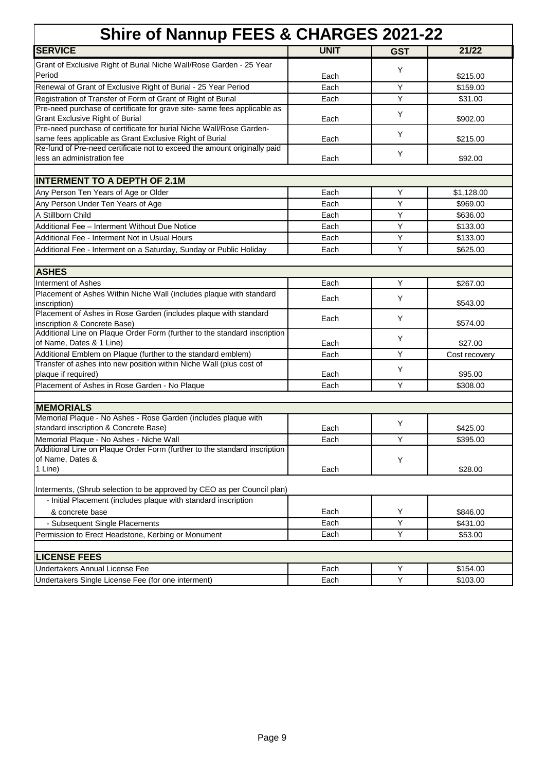# Shire of Nannup FEES & CHARGES 2021-22

| SERVICE | UNIT | GST | 21/22 |
|---|---|---|---|
| Grant of Exclusive Right of Burial Niche Wall/Rose Garden - 25 Year Period | Each | Y | $215.00 |
| Renewal of Grant of Exclusive Right of Burial - 25 Year Period | Each | Y | $159.00 |
| Registration of Transfer of Form of Grant of Right of Burial | Each | Y | $31.00 |
| Pre-need purchase of certificate for grave site- same fees applicable as Grant Exclusive Right of Burial | Each | Y | $902.00 |
| Pre-need purchase of certificate for burial Niche Wall/Rose Garden- same fees applicable as Grant Exclusive Right of Burial | Each | Y | $215.00 |
| Re-fund of Pre-need certificate not to exceed the amount originally paid less an administration fee | Each | Y | $92.00 |
| | | | |
| **INTERMENT TO A DEPTH OF 2.1M** | | | |
| Any Person Ten Years of Age or Older | Each | Y | $1,128.00 |
| Any Person Under Ten Years of Age | Each | Y | $969.00 |
| A Stillborn Child | Each | Y | $636.00 |
| Additional Fee – Interment Without Due Notice | Each | Y | $133.00 |
| Additional Fee - Interment Not in Usual Hours | Each | Y | $133.00 |
| Additional Fee - Interment on a Saturday, Sunday or Public Holiday | Each | Y | $625.00 |
| | | | |
| **ASHES** | | | |
| Interment of Ashes | Each | Y | $267.00 |
| Placement of Ashes Within Niche Wall (includes plaque with standard inscription) | Each | Y | $543.00 |
| Placement of Ashes in Rose Garden (includes plaque with standard inscription & Concrete Base) | Each | Y | $574.00 |
| Additional Line on Plaque Order Form (further to the standard inscription of Name, Dates & 1 Line) | Each | Y | $27.00 |
| Additional Emblem on Plaque (further to the standard emblem) | Each | Y | Cost recovery |
| Transfer of ashes into new position within Niche Wall (plus cost of plaque if required) | Each | Y | $95.00 |
| Placement of Ashes in Rose Garden - No Plaque | Each | Y | $308.00 |
| | | | |
| **MEMORIALS** | | | |
| Memorial Plaque - No Ashes - Rose Garden (includes plaque with standard inscription & Concrete Base) | Each | Y | $425.00 |
| Memorial Plaque - No Ashes - Niche Wall | Each | Y | $395.00 |
| Additional Line on Plaque Order Form (further to the standard inscription of Name, Dates & 1 Line) | Each | Y | $28.00 |
| Interments, (Shrub selection to be approved by CEO as per Council plan) | | | |
| - Initial Placement (includes plaque with standard inscription & concrete base | Each | Y | $846.00 |
| - Subsequent Single Placements | Each | Y | $431.00 |
| Permission to Erect Headstone, Kerbing or Monument | Each | Y | $53.00 |
| | | | |
| **LICENSE FEES** | | | |
| Undertakers Annual License Fee | Each | Y | $154.00 |
| Undertakers Single License Fee (for one interment) | Each | Y | $103.00 |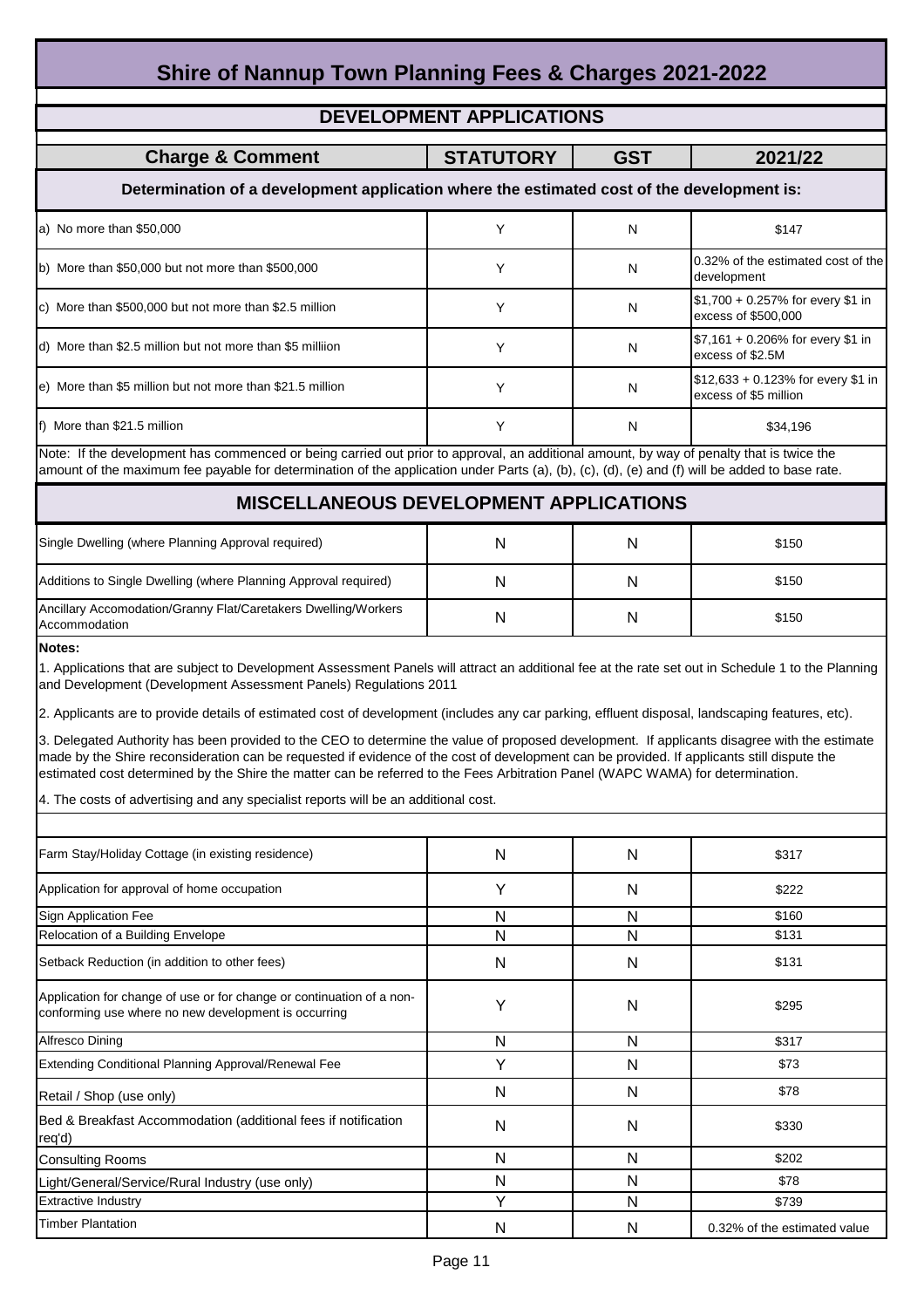# Shire of Nannup Town Planning Fees & Charges 2021-2022

## DEVELOPMENT APPLICATIONS

| Charge & Comment | STATUTORY | GST | 2021/22 |
|---|---|---|---|
| **Determination of a development application where the estimated cost of the development is:** | | | |
| a) No more than $50,000 | Y | N | $147 |
| b) More than $50,000 but not more than $500,000 | Y | N | 0.32% of the estimated cost of the development |
| c) More than $500,000 but not more than $2.5 million | Y | N | $1,700 + 0.257% for every $1 in excess of $500,000 |
| d) More than $2.5 million but not more than $5 milliion | Y | N | $7,161 + 0.206% for every $1 in excess of $2.5M |
| e) More than $5 million but not more than $21.5 million | Y | N | $12,633 + 0.123% for every $1 in excess of $5 million |
| f) More than $21.5 million | Y | N | $34,196 |

Note: If the development has commenced or being carried out prior to approval, an additional amount, by way of penalty that is twice the amount of the maximum fee payable for determination of the application under Parts (a), (b), (c), (d), (e) and (f) will be added to base rate.

## MISCELLANEOUS DEVELOPMENT APPLICATIONS

| Charge & Comment | STATUTORY | GST | 2021/22 |
|---|---|---|---|
| Single Dwelling (where Planning Approval required) | N | N | $150 |
| Additions to Single Dwelling (where Planning Approval required) | N | N | $150 |
| Ancillary Accomodation/Granny Flat/Caretakers Dwelling/Workers Accommodation | N | N | $150 |

**Notes:**

1. Applications that are subject to Development Assessment Panels will attract an additional fee at the rate set out in Schedule 1 to the Planning and Development (Development Assessment Panels) Regulations 2011

2. Applicants are to provide details of estimated cost of development (includes any car parking, effluent disposal, landscaping features, etc).

3. Delegated Authority has been provided to the CEO to determine the value of proposed development. If applicants disagree with the estimate made by the Shire reconsideration can be requested if evidence of the cost of development can be provided. If applicants still dispute the estimated cost determined by the Shire the matter can be referred to the Fees Arbitration Panel (WAPC WAMA) for determination.

4. The costs of advertising and any specialist reports will be an additional cost.

| Charge & Comment | STATUTORY | GST | 2021/22 |
|---|---|---|---|
| Farm Stay/Holiday Cottage (in existing residence) | N | N | $317 |
| Application for approval of home occupation | Y | N | $222 |
| Sign Application Fee | N | N | $160 |
| Relocation of a Building Envelope | N | N | $131 |
| Setback Reduction (in addition to other fees) | N | N | $131 |
| Application for change of use or for change or continuation of a non-conforming use where no new development is occurring | Y | N | $295 |
| Alfresco Dining | N | N | $317 |
| Extending Conditional Planning Approval/Renewal Fee | Y | N | $73 |
| Retail / Shop (use only) | N | N | $78 |
| Bed & Breakfast Accommodation (additional fees if notification req'd) | N | N | $330 |
| Consulting Rooms | N | N | $202 |
| Light/General/Service/Rural Industry (use only) | N | N | $78 |
| Extractive Industry | Y | N | $739 |
| Timber Plantation | N | N | 0.32% of the estimated value |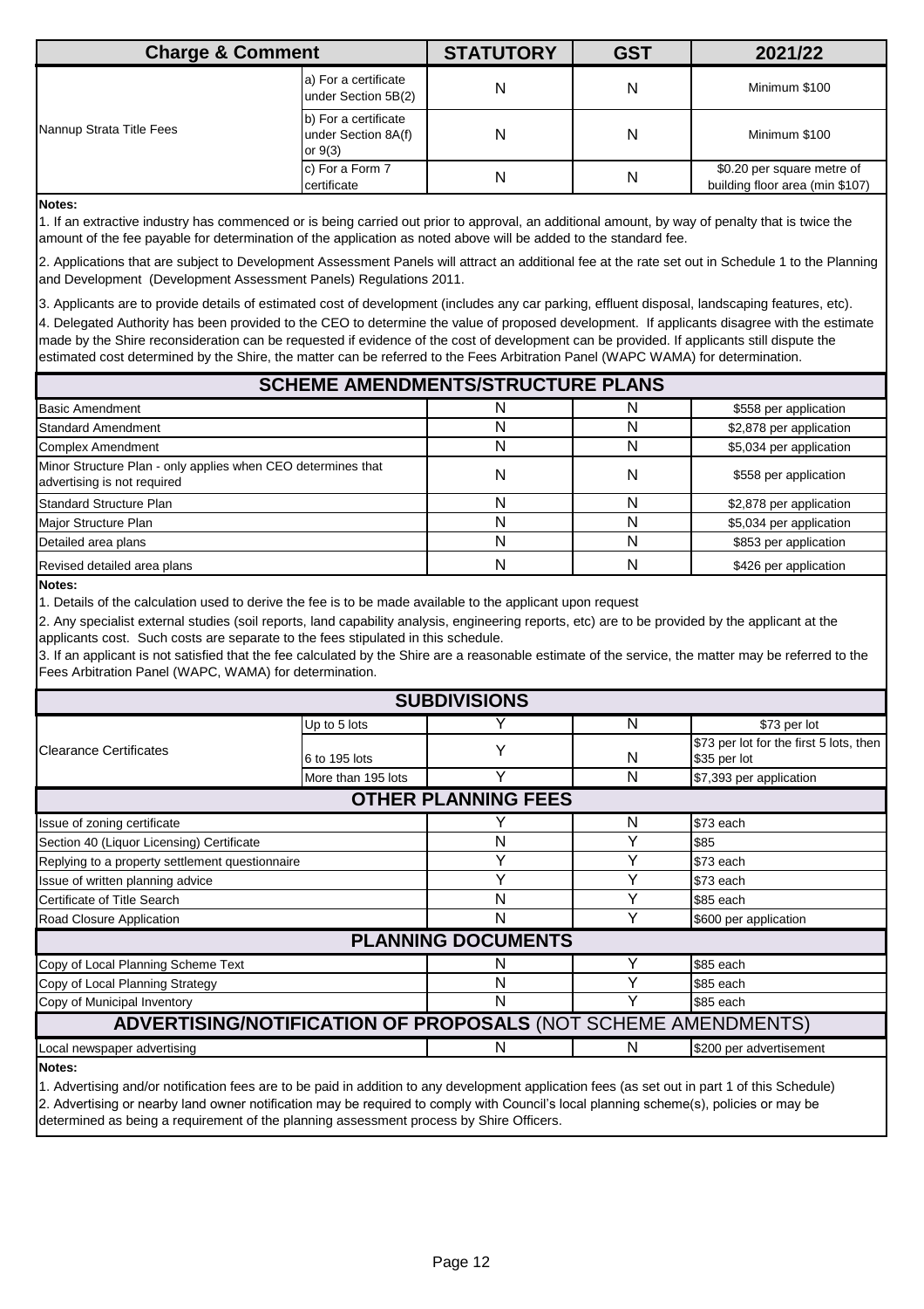| Charge & Comment | | STATUTORY | GST | 2021/22 |
|---|---|---|---|---|
| Nannup Strata Title Fees | a) For a certificate under Section 5B(2) | N | N | Minimum $100 |
| | b) For a certificate under Section 8A(f) or 9(3) | N | N | Minimum $100 |
| | c) For a Form 7 certificate | N | N | $0.20 per square metre of building floor area (min $107) |

**Notes:**

1. If an extractive industry has commenced or is being carried out prior to approval, an additional amount, by way of penalty that is twice the amount of the fee payable for determination of the application as noted above will be added to the standard fee.

2. Applications that are subject to Development Assessment Panels will attract an additional fee at the rate set out in Schedule 1 to the Planning and Development (Development Assessment Panels) Regulations 2011.

3. Applicants are to provide details of estimated cost of development (includes any car parking, effluent disposal, landscaping features, etc).

4. Delegated Authority has been provided to the CEO to determine the value of proposed development. If applicants disagree with the estimate made by the Shire reconsideration can be requested if evidence of the cost of development can be provided. If applicants still dispute the estimated cost determined by the Shire, the matter can be referred to the Fees Arbitration Panel (WAPC WAMA) for determination.

## SCHEME AMENDMENTS/STRUCTURE PLANS

| Charge & Comment | STATUTORY | GST | 2021/22 |
|---|---|---|---|
| Basic Amendment | N | N | $558 per application |
| Standard Amendment | N | N | $2,878 per application |
| Complex Amendment | N | N | $5,034 per application |
| Minor Structure Plan - only applies when CEO determines that advertising is not required | N | N | $558 per application |
| Standard Structure Plan | N | N | $2,878 per application |
| Major Structure Plan | N | N | $5,034 per application |
| Detailed area plans | N | N | $853 per application |
| Revised detailed area plans | N | N | $426 per application |

**Notes:**

1. Details of the calculation used to derive the fee is to be made available to the applicant upon request

2. Any specialist external studies (soil reports, land capability analysis, engineering reports, etc) are to be provided by the applicant at the applicants cost. Such costs are separate to the fees stipulated in this schedule.

3. If an applicant is not satisfied that the fee calculated by the Shire are a reasonable estimate of the service, the matter may be referred to the Fees Arbitration Panel (WAPC, WAMA) for determination.

## SUBDIVISIONS

| Charge & Comment | | STATUTORY | GST | 2021/22 |
|---|---|---|---|---|
| Clearance Certificates | Up to 5 lots | Y | N | $73 per lot |
| | 6 to 195 lots | Y | N | $73 per lot for the first 5 lots, then $35 per lot |
| | More than 195 lots | Y | N | $7,393 per application |

## OTHER PLANNING FEES

| Charge & Comment | STATUTORY | GST | 2021/22 |
|---|---|---|---|
| Issue of zoning certificate | Y | N | $73 each |
| Section 40 (Liquor Licensing) Certificate | N | Y | $85 |
| Replying to a property settlement questionnaire | Y | Y | $73 each |
| Issue of written planning advice | Y | Y | $73 each |
| Certificate of Title Search | N | Y | $85 each |
| Road Closure Application | N | Y | $600 per application |

## PLANNING DOCUMENTS

| Charge & Comment | STATUTORY | GST | 2021/22 |
|---|---|---|---|
| Copy of Local Planning Scheme Text | N | Y | $85 each |
| Copy of Local Planning Strategy | N | Y | $85 each |
| Copy of Municipal Inventory | N | Y | $85 each |

## ADVERTISING/NOTIFICATION OF PROPOSALS (NOT SCHEME AMENDMENTS)

| Charge & Comment | STATUTORY | GST | 2021/22 |
|---|---|---|---|
| Local newspaper advertising | N | N | $200 per advertisement |

**Notes:**

1. Advertising and/or notification fees are to be paid in addition to any development application fees (as set out in part 1 of this Schedule)

2. Advertising or nearby land owner notification may be required to comply with Council's local planning scheme(s), policies or may be determined as being a requirement of the planning assessment process by Shire Officers.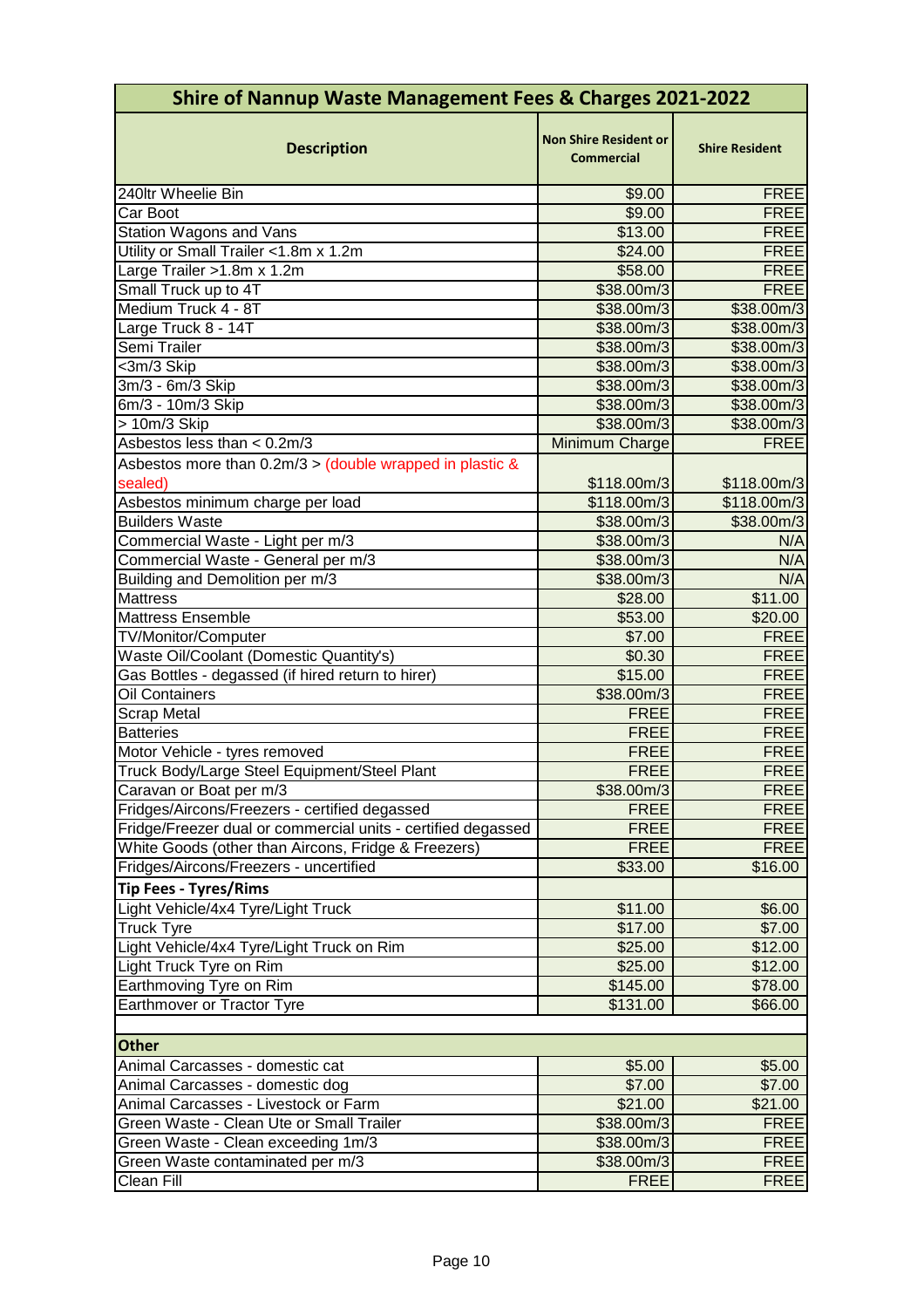| Shire of Nannup Waste Management Fees & Charges 2021-2022 | | |
|---|---|---|
| **Description** | **Non Shire Resident or Commercial** | **Shire Resident** |
| 240ltr Wheelie Bin | $9.00 | FREE |
| Car Boot | $9.00 | FREE |
| Station Wagons and Vans | $13.00 | FREE |
| Utility or Small Trailer <1.8m x 1.2m | $24.00 | FREE |
| Large Trailer >1.8m x 1.2m | $58.00 | FREE |
| Small Truck up to 4T | $38.00m/3 | FREE |
| Medium Truck 4 - 8T | $38.00m/3 | $38.00m/3 |
| Large Truck 8 - 14T | $38.00m/3 | $38.00m/3 |
| Semi Trailer | $38.00m/3 | $38.00m/3 |
| <3m/3 Skip | $38.00m/3 | $38.00m/3 |
| 3m/3 - 6m/3 Skip | $38.00m/3 | $38.00m/3 |
| 6m/3 - 10m/3 Skip | $38.00m/3 | $38.00m/3 |
| > 10m/3 Skip | $38.00m/3 | $38.00m/3 |
| Asbestos less than < 0.2m/3 | Minimum Charge | FREE |
| Asbestos more than 0.2m/3 > (double wrapped in plastic & sealed) | $118.00m/3 | $118.00m/3 |
| Asbestos minimum charge per load | $118.00m/3 | $118.00m/3 |
| Builders Waste | $38.00m/3 | $38.00m/3 |
| Commercial Waste - Light per m/3 | $38.00m/3 | N/A |
| Commercial Waste - General per m/3 | $38.00m/3 | N/A |
| Building and Demolition per m/3 | $38.00m/3 | N/A |
| Mattress | $28.00 | $11.00 |
| Mattress Ensemble | $53.00 | $20.00 |
| TV/Monitor/Computer | $7.00 | FREE |
| Waste Oil/Coolant (Domestic Quantity's) | $0.30 | FREE |
| Gas Bottles - degassed (if hired return to hirer) | $15.00 | FREE |
| Oil Containers | $38.00m/3 | FREE |
| Scrap Metal | FREE | FREE |
| Batteries | FREE | FREE |
| Motor Vehicle - tyres removed | FREE | FREE |
| Truck Body/Large Steel Equipment/Steel Plant | FREE | FREE |
| Caravan or Boat per m/3 | $38.00m/3 | FREE |
| Fridges/Aircons/Freezers - certified degassed | FREE | FREE |
| Fridge/Freezer dual or commercial units - certified degassed | FREE | FREE |
| White Goods (other than Aircons, Fridge & Freezers) | FREE | FREE |
| Fridges/Aircons/Freezers - uncertified | $33.00 | $16.00 |
| **Tip Fees - Tyres/Rims** | | |
| Light Vehicle/4x4 Tyre/Light Truck | $11.00 | $6.00 |
| Truck Tyre | $17.00 | $7.00 |
| Light Vehicle/4x4 Tyre/Light Truck on Rim | $25.00 | $12.00 |
| Light Truck Tyre on Rim | $25.00 | $12.00 |
| Earthmoving Tyre on Rim | $145.00 | $78.00 |
| Earthmover or Tractor Tyre | $131.00 | $66.00 |
| | | |
| **Other** | | |
| Animal Carcasses - domestic cat | $5.00 | $5.00 |
| Animal Carcasses - domestic dog | $7.00 | $7.00 |
| Animal Carcasses - Livestock or Farm | $21.00 | $21.00 |
| Green Waste - Clean Ute or Small Trailer | $38.00m/3 | FREE |
| Green Waste - Clean exceeding 1m/3 | $38.00m/3 | FREE |
| Green Waste contaminated per m/3 | $38.00m/3 | FREE |
| Clean Fill | FREE | FREE |